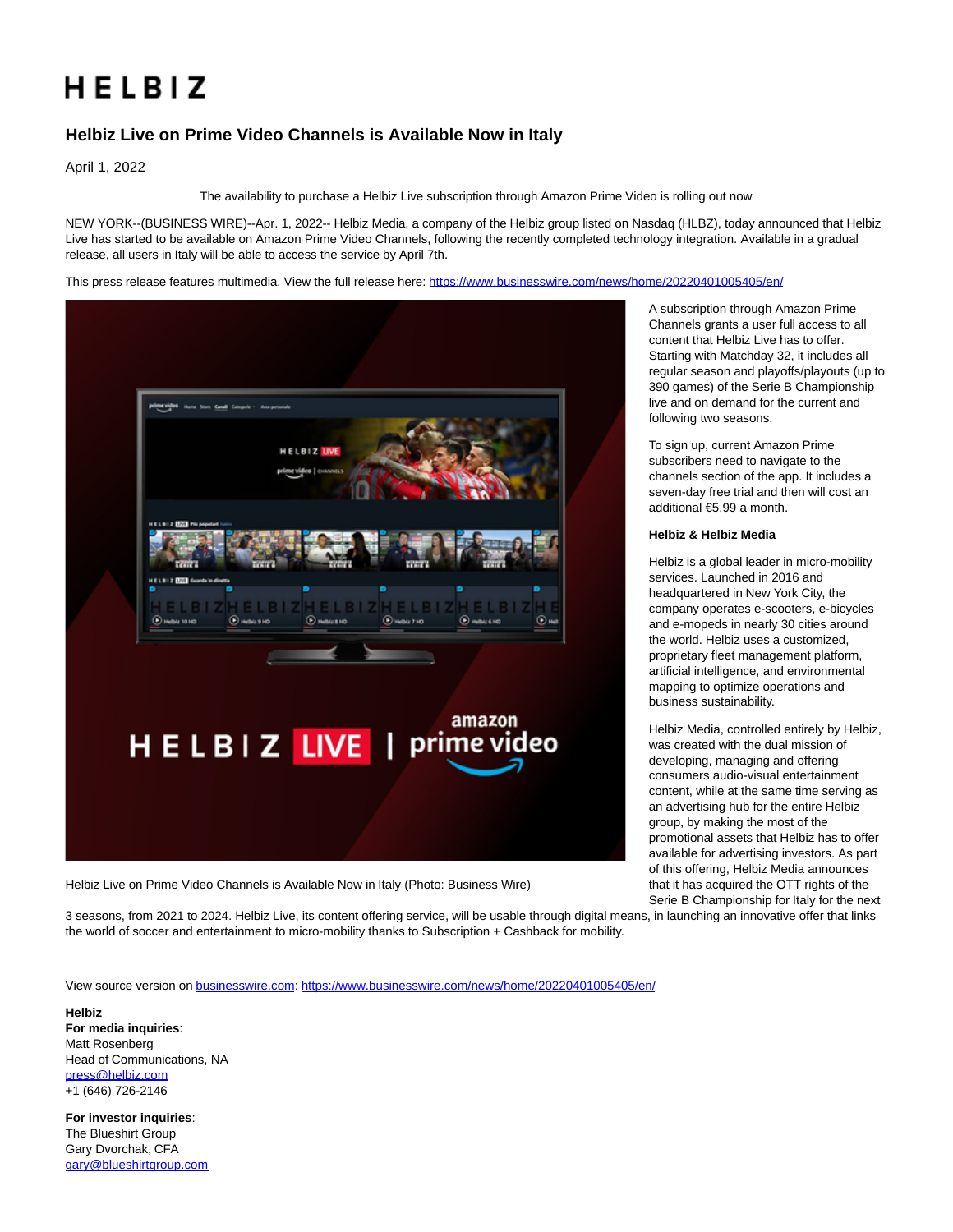# HELBIZ

## Helbiz Live on Prime Video Channels is Available Now in Italy

April 1, 2022

The availability to purchase a Helbiz Live subscription through Amazon Prime Video is rolling out now

NEW YORK--(BUSINESS WIRE)--Apr. 1, 2022-- Helbiz Media, a company of the Helbiz group listed on Nasdaq (HLBZ), today announced that Helbiz Live has started to be available on Amazon Prime Video Channels, following the recently completed technology integration. Available in a gradual release, all users in Italy will be able to access the service by April 7th.

This press release features multimedia. View the full release here: https://www.businesswire.com/news/home/20220401005405/en/

Helbiz Live on Prime Video Channels is Available Now in Italy (Photo: Business Wire)

A subscription through Amazon Prime Channels grants a user full access to all content that Helbiz Live has to offer. Starting with Matchday 32, it includes all regular season and playoffs/playouts (up to 390 games) of the Serie B Championship live and on demand for the current and following two seasons.

To sign up, current Amazon Prime subscribers need to navigate to the channels section of the app. It includes a seven-day free trial and then will cost an additional €5,99 a month.

**Helbiz & Helbiz Media**

Helbiz is a global leader in micro-mobility services. Launched in 2016 and headquartered in New York City, the company operates e-scooters, e-bicycles and e-mopeds in nearly 30 cities around the world. Helbiz uses a customized, proprietary fleet management platform, artificial intelligence, and environmental mapping to optimize operations and business sustainability.

Helbiz Media, controlled entirely by Helbiz, was created with the dual mission of developing, managing and offering consumers audio-visual entertainment content, while at the same time serving as an advertising hub for the entire Helbiz group, by making the most of the promotional assets that Helbiz has to offer available for advertising investors. As part of this offering, Helbiz Media announces that it has acquired the OTT rights of the Serie B Championship for Italy for the next 3 seasons, from 2021 to 2024. Helbiz Live, its content offering service, will be usable through digital means, in launching an innovative offer that links the world of soccer and entertainment to micro-mobility thanks to Subscription + Cashback for mobility.

View source version on businesswire.com: https://www.businesswire.com/news/home/20220401005405/en/

**Helbiz**
**For media inquiries**:
Matt Rosenberg
Head of Communications, NA
press@helbiz.com
+1 (646) 726-2146

**For investor inquiries**:
The Blueshirt Group
Gary Dvorchak, CFA
gary@blueshirtgroup.com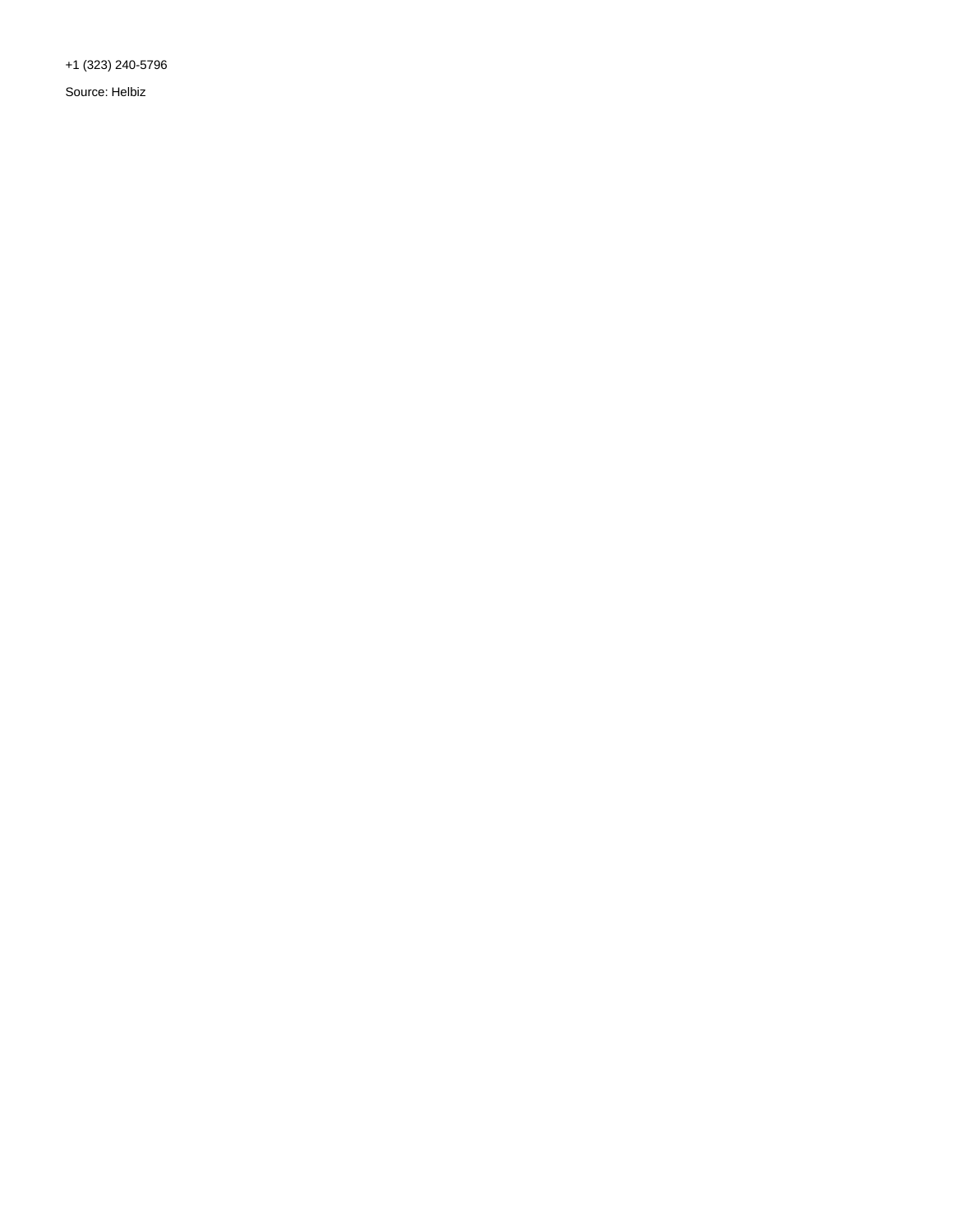+1 (323) 240-5796

Source: Helbiz